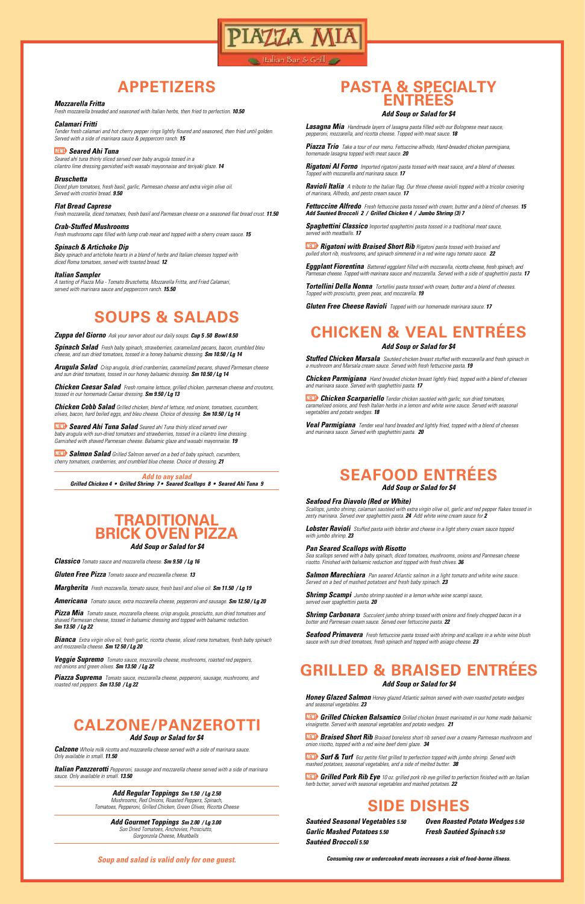# PIAZZA MIA

Italian Bar & Grill

## APPETIZERS

***Mozzarella Fritta***
*Fresh mozzarella breaded and seasoned with Italian herbs, then fried to perfection.* ***10.50***

***Calamari Fritti***
*Tender fresh calamari and hot cherry pepper rings lightly floured and seasoned, then fried until golden. Served with a side of marinara sauce & peppercorn ranch.* ***15***

**NEW!** ***Seared Ahi Tuna***
*Seared ahi tuna thinly sliced served over baby arugula tossed in a cilantro lime dressing garnished with wasabi mayonnaise and teriyaki glaze.* ***14***

***Bruschetta***
*Diced plum tomatoes, fresh basil, garlic, Parmesan cheese and extra virgin olive oil. Served with crostini bread.* ***9.50***

***Flat Bread Caprese***
*Fresh mozzarella, diced tomatoes, fresh basil and Parmesan cheese on a seasoned flat bread crust.* ***11.50***

***Crab-Stuffed Mushrooms***
*Fresh mushrooms caps filled with lump crab meat and topped with a sherry cream sauce.* ***15***

***Spinach & Artichoke Dip***
*Baby spinach and artichoke hearts in a blend of herbs and Italian cheeses topped with diced Roma tomatoes, served with toasted bread.* ***12***

***Italian Sampler***
*A tasting of Piazza Mia - Tomato Bruschetta, Mozzarella Fritta, and Fried Calamari, served with marinara sauce and peppercorn ranch.* ***15.50***

## SOUPS & SALADS

***Zuppa del Giorno*** *Ask your server about our daily soups.* ***Cup 5 .50 Bowl 8.50***

***Spinach Salad*** *Fresh baby spinach, strawberries, caramelized pecans, bacon, crumbled bleu cheese, and sun dried tomatoes, tossed in a honey balsamic dressing.* ***Sm 10.50 / Lg 14***

***Arugula Salad*** *Crisp arugula, dried cranberries, caramelized pecans, shaved Parmesan cheese and sun dried tomatoes, tossed in our honey balsamic dressing.* ***Sm 10.50 / Lg 14***

***Chicken Caesar Salad*** *Fresh romaine lettuce, grilled chicken, parmesan cheese and croutons, tossed in our homemade Caesar dressing.* ***Sm 9.50 / Lg 13***

***Chicken Cobb Salad*** *Grilled chicken, blend of lettuce, red onions, tomatoes, cucumbers, olives, bacon, hard boiled eggs, and bleu cheese. Choice of dressing.* ***Sm 10.50 / Lg 14***

**NEW!** ***Seared Ahi Tuna Salad*** *Seared ahi Tuna thinly sliced served over baby arugula with sun-dried tomatoes and strawberries, tossed in a cilantro lime dressing. Garnished with shaved Parmesan cheese. Balsamic glaze and wasabi mayonnaise.* ***19***

**NEW!** ***Salmon Salad*** *Grilled Salmon served on a bed of baby spinach, cucumbers, cherry tomatoes, cranberries, and crumbled blue cheese. Choice of dressing.* ***21***

***Add to any salad***
***Grilled Chicken 4 • Grilled Shrimp 7 • Seared Scallops 8 • Seared Ahi Tuna 9***

## TRADITIONAL BRICK OVEN PIZZA

***Add Soup or Salad for $4***

***Classico*** *Tomato sauce and mozzarella cheese.* ***Sm 9.50 / Lg 16***

***Gluten Free Pizza*** *Tomato sauce and mozzarella cheese.* ***13***

***Margherita*** *Fresh mozzarella, tomato sauce, fresh basil and olive oil.* ***Sm 11.50 / Lg 19***

***Americana*** *Tomato sauce, extra mozzarella cheese, pepperoni and sausage.* ***Sm 12.50 / Lg 20***

***Pizza Mia*** *Tomato sauce, mozzarella cheese, crisp arugula, prosciutto, sun dried tomatoes and shaved Parmesan cheese, tossed in balsamic dressing and topped with balsamic reduction.* ***Sm 13.50 / Lg 22***

***Bianca*** *Extra virgin olive oil, fresh garlic, ricotta cheese, sliced roma tomatoes, fresh baby spinach and mozzarella cheese.* ***Sm 12 50 / Lg 20***

***Veggie Supremo*** *Tomato sauce, mozzarella cheese, mushrooms, roasted red peppers, red onions and green olives.* ***Sm 13.50 / Lg 22***

***Piazza Suprema*** *Tomato sauce, mozzarella cheese, pepperoni, sausage, mushrooms, and roasted red peppers.* ***Sm 13.50 / Lg 22***

## CALZONE/PANZEROTTI

***Add Soup or Salad for $4***

***Calzone*** *Whole milk ricotta and mozzarella cheese served with a side of marinara sauce. Only available in small.* ***11.50***

***Italian Panzzerotti*** *Pepperoni, sausage and mozzarella cheese served with a side of marinara sauce. Only available in small.* ***13.50***

***Add Regular Toppings Sm 1.50 / Lg 2.50***
*Mushrooms, Red Onions, Roasted Peppers, Spinach, Tomatoes, Pepperoni, Grilled Chicken, Green Olives, Ricotta Cheese*

***Add Gourmet Toppings Sm 2.00 / Lg 3.00***
*Sun Dried Tomatoes, Anchovies, Prosciutto, Gorgonzola Cheese, Meatballs*

***Soup and salad is valid only for one guest.***

## PASTA & SPECIALTY ENTRÉES

***Add Soup or Salad for $4***

***Lasagna Mia*** *Handmade layers of lasagna pasta filled with our Bolognese meat sauce, pepperoni, mozzarella, and ricotta cheese. Topped with meat sauce.* ***18***

***Piazza Trio*** *Take a tour of our menu. Fettuccine alfredo, Hand-breaded chicken parmigiana, homemade lasagna topped with meat sauce.* ***20***

***Rigatoni Al Forno*** *Imported rigatoni pasta tossed with meat sauce, and a blend of cheeses. Topped with mozzarella and marinara sauce.* ***17***

***Ravioli Italia*** *A tribute to the Italian flag. Our three cheese ravioli topped with a tricolor covering of marinara, Alfredo, and pesto cream sauce.* ***17***

***Fettuccine Alfredo*** *Fresh fettuccine pasta tossed with cream, butter and a blend of cheeses.* ***15***
***Add Sautéed Broccoli 2 / Grilled Chicken 4 / Jumbo Shrimp (3) 7***

***Spaghettini Classico*** *Imported spaghettini pasta tossed in a traditional meat sauce, served with meatballs.* ***17***

**NEW!** ***Rigatoni with Braised Short Rib*** *Rigatoni pasta tossed with braised and pulled short rib, mushrooms, and spinach simmered in a red wine ragu tomato sauce.* ***22***

***Eggplant Fiorentina*** *Battered eggplant filled with mozzarella, ricotta cheese, fresh spinach, and Parmesan cheese. Topped with marinara sauce and mozzarella. Served with a side of spaghettini pasta.* ***17***

***Tortellini Della Nonna*** *Tortellini pasta tossed with cream, butter and a blend of cheeses. Topped with prosciutto, green peas, and mozzarella.* ***19***

***Gluten Free Cheese Ravioli*** *Topped with our homemade marinara sauce.* ***17***

## CHICKEN & VEAL ENTRÉES

***Add Soup or Salad for $4***

***Stuffed Chicken Marsala*** *Sautéed chicken breast stuffed with mozzarella and fresh spinach in a mushroom and Marsala cream sauce. Served with fresh fettuccine pasta.* ***19***

***Chicken Parmigiana*** *Hand breaded chicken breast lightly fried, topped with a blend of cheeses and marinara sauce. Served with spaghettini pasta.* ***17***

**NEW!** ***Chicken Scarpariello*** *Tender chicken sautéed with garlic, sun dried tomatoes, caramelized onions, and fresh Italian herbs in a lemon and white wine sauce. Served with seasonal vegetables and potato wedges.* ***18***

***Veal Parmigiana*** *Tender veal hand breaded and lightly fried, topped with a blend of cheeses and marinara sauce. Served with spaghettini pasta.* ***20***

## SEAFOOD ENTRÉES

***Add Soup or Salad for $4***

***Seafood Fra Diavolo (Red or White)***
*Scallops, jumbo shrimp, calamari sautéed with extra virgin olive oil, garlic and red pepper flakes tossed in zesty marinara. Served over spaghettini pasta.* ***24*** *Add white wine cream sauce for* ***2***

***Lobster Ravioli*** *Stuffed pasta with lobster and cheese in a light sherry cream sauce topped with jumbo shrimp.* ***23***

***Pan Seared Scallops with Risotto***
*Sea scallops served with a baby spinach, diced tomatoes, mushrooms, onions and Parmesan cheese risotto. Finished with balsamic reduction and topped with fresh chives.* ***36***

***Salmon Marechiara*** *Pan seared Atlantic salmon in a light tomato and white wine sauce. Served on a bed of mashed potatoes and fresh baby spinach.* ***23***

***Shrimp Scampi*** *Jumbo shrimp sautéed in a lemon white wine scampi sauce, served over spaghettini pasta.* ***20***

***Shrimp Carbonara*** *Succulent jumbo shrimp tossed with onions and finely chopped bacon in a butter and Parmesan cream sauce. Served over fettuccine pasta.* ***22***

***Seafood Primavera*** *Fresh fettuccine pasta tossed with shrimp and scallops in a white wine blush sauce with sun dried tomatoes, fresh spinach and topped with asiago cheese.* ***23***

## GRILLED & BRAISED ENTRÉES

***Add Soup or Salad for $4***

***Honey Glazed Salmon*** *Honey glazed Atlantic salmon served with oven roasted potato wedges and seasonal vegetables.* ***23***

**NEW!** ***Grilled Chicken Balsamico*** *Grilled chicken breast marinated in our home made balsamic vinaigrette. Served with seasonal vegetables and potato wedges.* ***21***

**NEW!** ***Braised Short Rib*** *Braised boneless short rib served over a creamy Parmesan mushroom and onion risotto, topped with a red wine beef demi glaze.* ***34***

**NEW!** ***Surf & Turf*** *6oz petite filet grilled to perfection topped with jumbo shrimp. Served with mashed potatoes, seasonal vegetables, and a side of melted butter.* ***38***

**NEW!** ***Grilled Pork Rib Eye*** *10 oz. grilled pork rib eye grilled to perfection finished with an Italian herb butter, served with seasonal vegetables and mashed potatoes.* ***22***

## SIDE DISHES

***Sautéed Seasonal Vegetables 5.50***
***Oven Roasted Potato Wedges 5.50***
***Garlic Mashed Potatoes 5.50***
***Fresh Sautéed Spinach 5.50***
***Sautéed Broccoli 5.50***

***Consuming raw or undercooked meats increases a risk of food-borne illness.***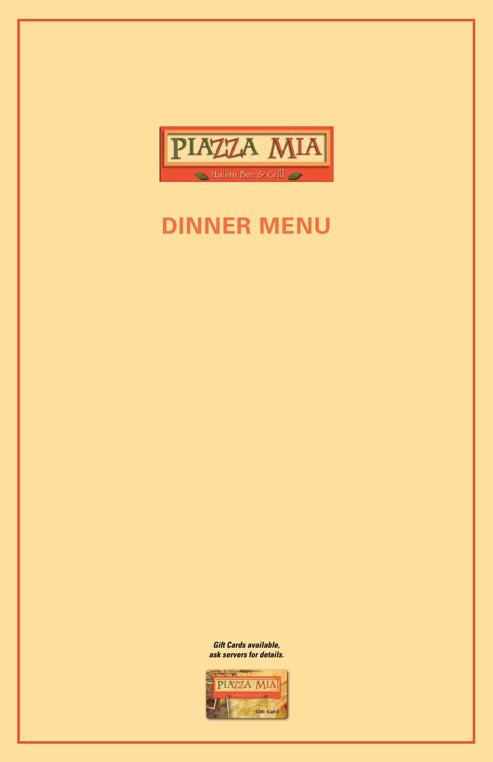PIAZZA MIA

Italian Bar & Grill

# DINNER MENU

***Gift Cards available, ask servers for details.***